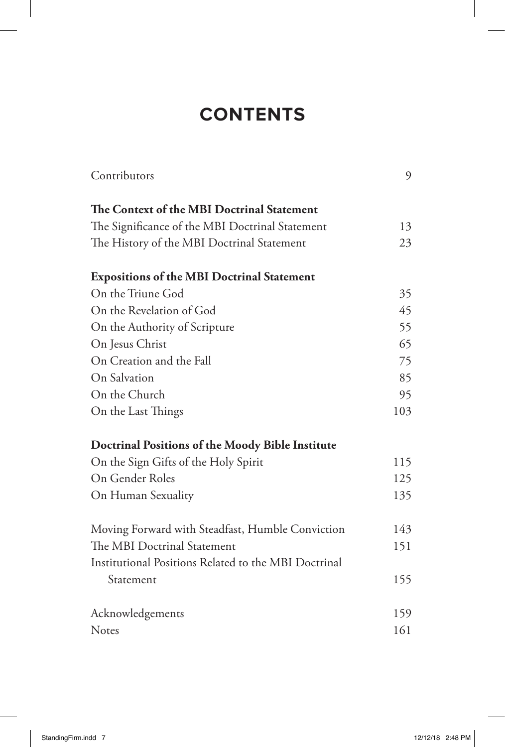# CONTENTS

| | |
|---|---|
| Contributors | 9 |
| **The Context of the MBI Doctrinal Statement** | |
| The Significance of the MBI Doctrinal Statement | 13 |
| The History of the MBI Doctrinal Statement | 23 |
| **Expositions of the MBI Doctrinal Statement** | |
| On the Triune God | 35 |
| On the Revelation of God | 45 |
| On the Authority of Scripture | 55 |
| On Jesus Christ | 65 |
| On Creation and the Fall | 75 |
| On Salvation | 85 |
| On the Church | 95 |
| On the Last Things | 103 |
| **Doctrinal Positions of the Moody Bible Institute** | |
| On the Sign Gifts of the Holy Spirit | 115 |
| On Gender Roles | 125 |
| On Human Sexuality | 135 |
| Moving Forward with Steadfast, Humble Conviction | 143 |
| The MBI Doctrinal Statement | 151 |
| Institutional Positions Related to the MBI Doctrinal Statement | 155 |
| Acknowledgements | 159 |
| Notes | 161 |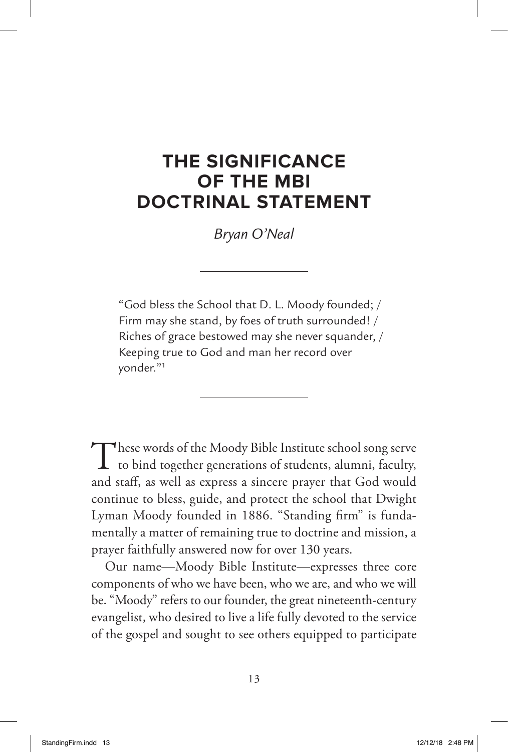# THE SIGNIFICANCE OF THE MBI DOCTRINAL STATEMENT

*Bryan O'Neal*

---

"God bless the School that D. L. Moody founded; / Firm may she stand, by foes of truth surrounded! / Riches of grace bestowed may she never squander, / Keeping true to God and man her record over yonder."[1]

---

These words of the Moody Bible Institute school song serve to bind together generations of students, alumni, faculty, and staff, as well as express a sincere prayer that God would continue to bless, guide, and protect the school that Dwight Lyman Moody founded in 1886. "Standing firm" is fundamentally a matter of remaining true to doctrine and mission, a prayer faithfully answered now for over 130 years.

Our name—Moody Bible Institute—expresses three core components of who we have been, who we are, and who we will be. "Moody" refers to our founder, the great nineteenth-century evangelist, who desired to live a life fully devoted to the service of the gospel and sought to see others equipped to participate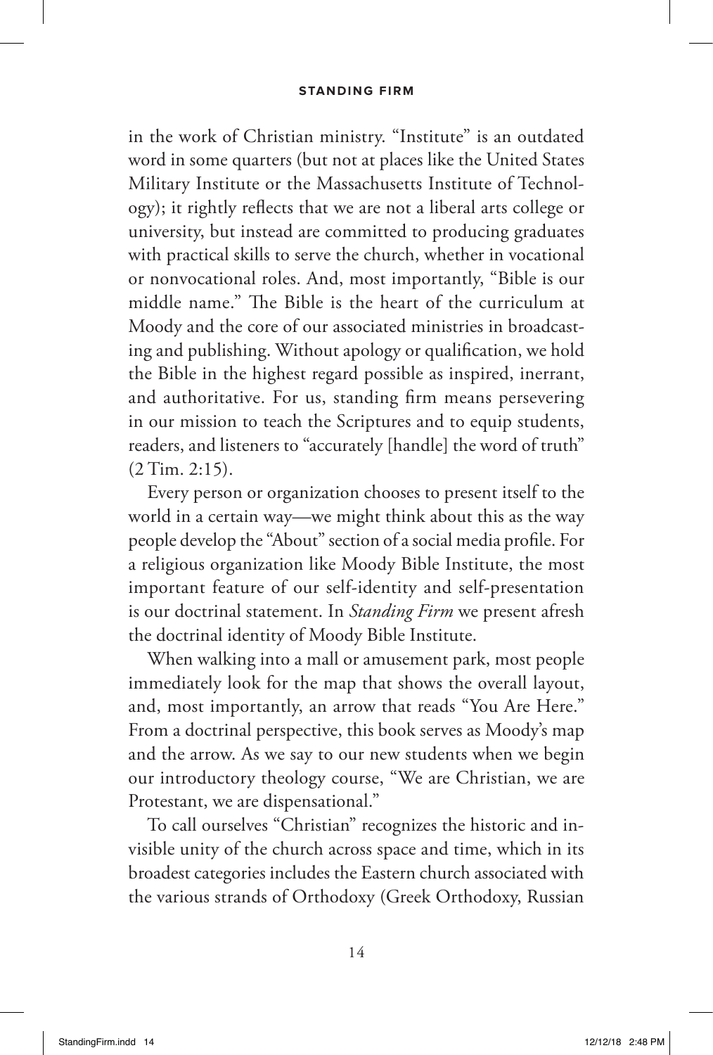in the work of Christian ministry. "Institute" is an outdated word in some quarters (but not at places like the United States Military Institute or the Massachusetts Institute of Technology); it rightly reflects that we are not a liberal arts college or university, but instead are committed to producing graduates with practical skills to serve the church, whether in vocational or nonvocational roles. And, most importantly, "Bible is our middle name." The Bible is the heart of the curriculum at Moody and the core of our associated ministries in broadcasting and publishing. Without apology or qualification, we hold the Bible in the highest regard possible as inspired, inerrant, and authoritative. For us, standing firm means persevering in our mission to teach the Scriptures and to equip students, readers, and listeners to "accurately [handle] the word of truth" (2 Tim. 2:15).

Every person or organization chooses to present itself to the world in a certain way—we might think about this as the way people develop the "About" section of a social media profile. For a religious organization like Moody Bible Institute, the most important feature of our self-identity and self-presentation is our doctrinal statement. In *Standing Firm* we present afresh the doctrinal identity of Moody Bible Institute.

When walking into a mall or amusement park, most people immediately look for the map that shows the overall layout, and, most importantly, an arrow that reads "You Are Here." From a doctrinal perspective, this book serves as Moody's map and the arrow. As we say to our new students when we begin our introductory theology course, "We are Christian, we are Protestant, we are dispensational."

To call ourselves "Christian" recognizes the historic and invisible unity of the church across space and time, which in its broadest categories includes the Eastern church associated with the various strands of Orthodoxy (Greek Orthodoxy, Russian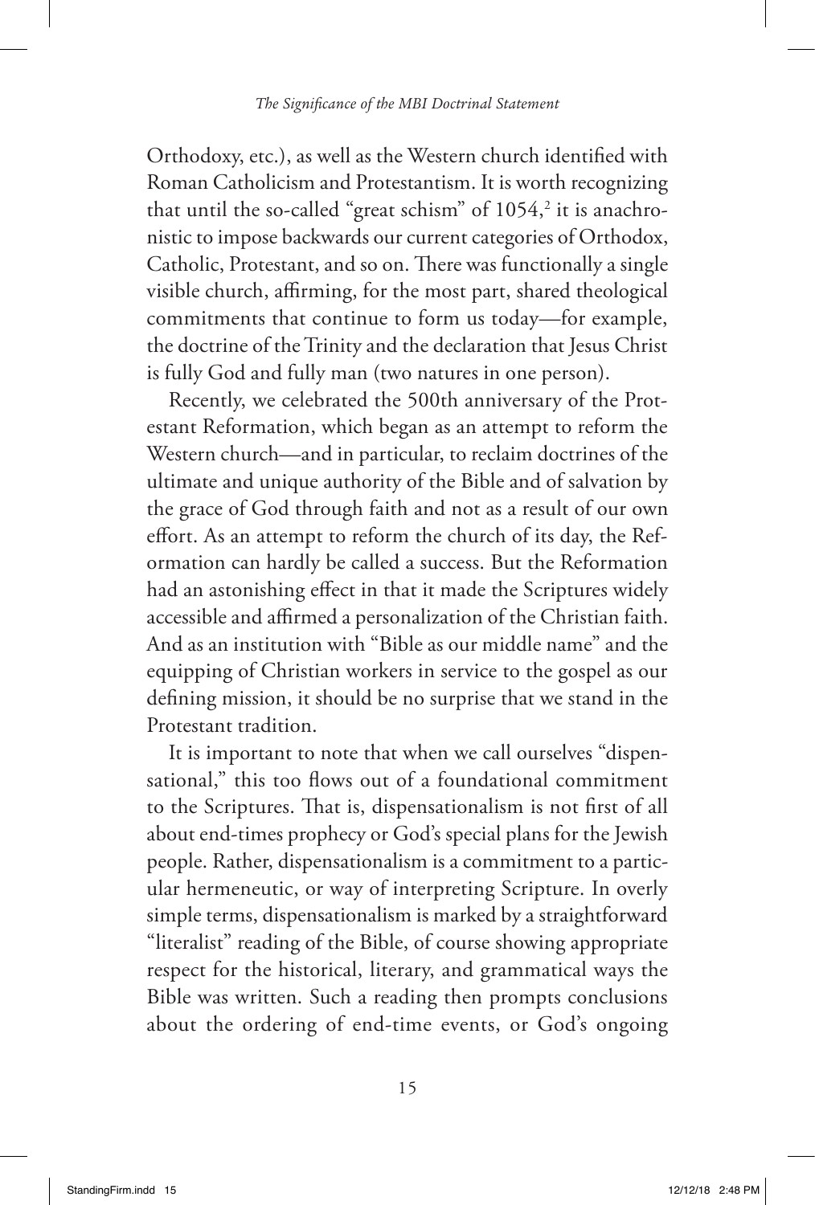Orthodoxy, etc.), as well as the Western church identified with Roman Catholicism and Protestantism. It is worth recognizing that until the so-called "great schism" of 1054,[2] it is anachronistic to impose backwards our current categories of Orthodox, Catholic, Protestant, and so on. There was functionally a single visible church, affirming, for the most part, shared theological commitments that continue to form us today—for example, the doctrine of the Trinity and the declaration that Jesus Christ is fully God and fully man (two natures in one person).

Recently, we celebrated the 500th anniversary of the Protestant Reformation, which began as an attempt to reform the Western church—and in particular, to reclaim doctrines of the ultimate and unique authority of the Bible and of salvation by the grace of God through faith and not as a result of our own effort. As an attempt to reform the church of its day, the Reformation can hardly be called a success. But the Reformation had an astonishing effect in that it made the Scriptures widely accessible and affirmed a personalization of the Christian faith. And as an institution with "Bible as our middle name" and the equipping of Christian workers in service to the gospel as our defining mission, it should be no surprise that we stand in the Protestant tradition.

It is important to note that when we call ourselves "dispensational," this too flows out of a foundational commitment to the Scriptures. That is, dispensationalism is not first of all about end-times prophecy or God's special plans for the Jewish people. Rather, dispensationalism is a commitment to a particular hermeneutic, or way of interpreting Scripture. In overly simple terms, dispensationalism is marked by a straightforward "literalist" reading of the Bible, of course showing appropriate respect for the historical, literary, and grammatical ways the Bible was written. Such a reading then prompts conclusions about the ordering of end-time events, or God's ongoing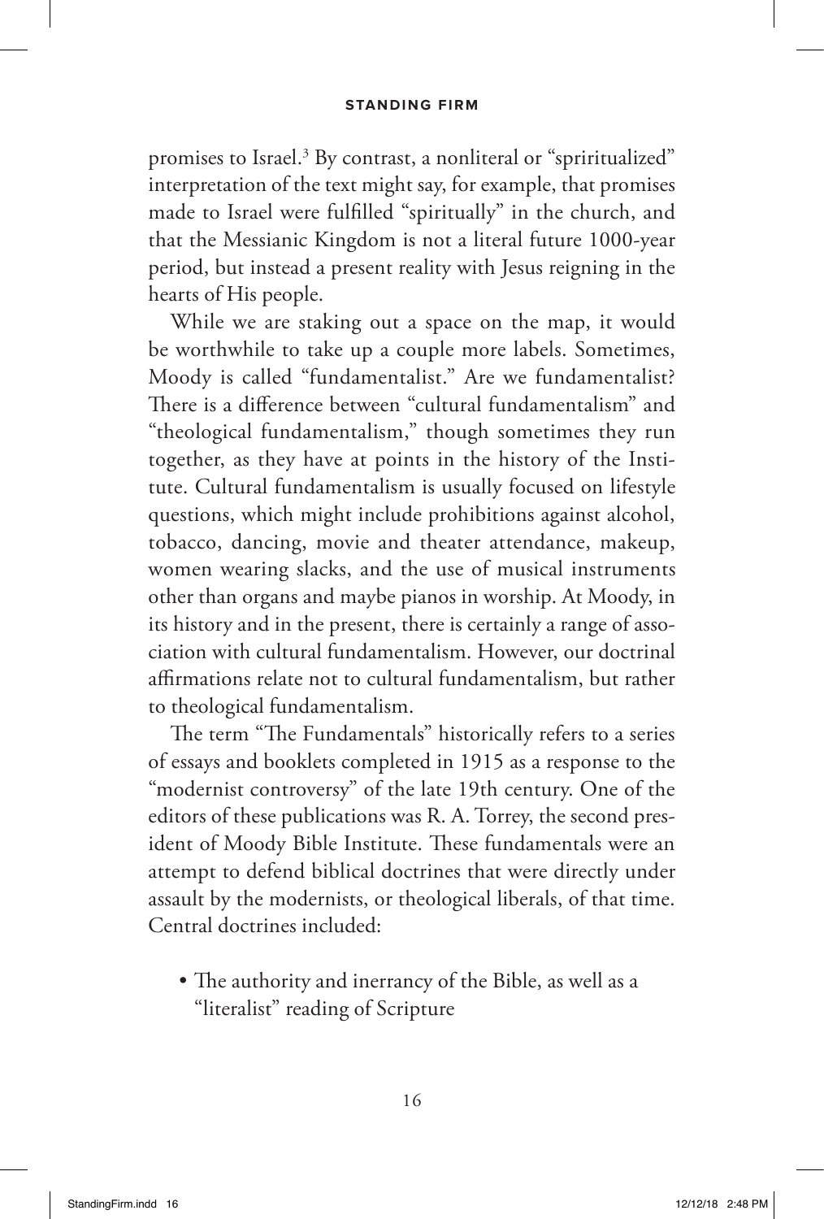promises to Israel.[3] By contrast, a nonliteral or "spriritualized" interpretation of the text might say, for example, that promises made to Israel were fulfilled "spiritually" in the church, and that the Messianic Kingdom is not a literal future 1000-year period, but instead a present reality with Jesus reigning in the hearts of His people.

While we are staking out a space on the map, it would be worthwhile to take up a couple more labels. Sometimes, Moody is called "fundamentalist." Are we fundamentalist? There is a difference between "cultural fundamentalism" and "theological fundamentalism," though sometimes they run together, as they have at points in the history of the Institute. Cultural fundamentalism is usually focused on lifestyle questions, which might include prohibitions against alcohol, tobacco, dancing, movie and theater attendance, makeup, women wearing slacks, and the use of musical instruments other than organs and maybe pianos in worship. At Moody, in its history and in the present, there is certainly a range of association with cultural fundamentalism. However, our doctrinal affirmations relate not to cultural fundamentalism, but rather to theological fundamentalism.

The term "The Fundamentals" historically refers to a series of essays and booklets completed in 1915 as a response to the "modernist controversy" of the late 19th century. One of the editors of these publications was R. A. Torrey, the second president of Moody Bible Institute. These fundamentals were an attempt to defend biblical doctrines that were directly under assault by the modernists, or theological liberals, of that time. Central doctrines included:

- The authority and inerrancy of the Bible, as well as a "literalist" reading of Scripture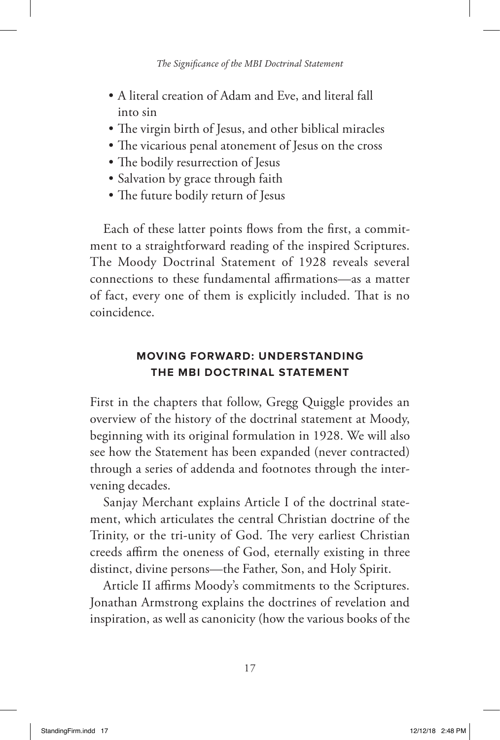- A literal creation of Adam and Eve, and literal fall into sin
- The virgin birth of Jesus, and other biblical miracles
- The vicarious penal atonement of Jesus on the cross
- The bodily resurrection of Jesus
- Salvation by grace through faith
- The future bodily return of Jesus

Each of these latter points flows from the first, a commitment to a straightforward reading of the inspired Scriptures. The Moody Doctrinal Statement of 1928 reveals several connections to these fundamental affirmations—as a matter of fact, every one of them is explicitly included. That is no coincidence.

## MOVING FORWARD: UNDERSTANDING THE MBI DOCTRINAL STATEMENT

First in the chapters that follow, Gregg Quiggle provides an overview of the history of the doctrinal statement at Moody, beginning with its original formulation in 1928. We will also see how the Statement has been expanded (never contracted) through a series of addenda and footnotes through the intervening decades.

Sanjay Merchant explains Article I of the doctrinal statement, which articulates the central Christian doctrine of the Trinity, or the tri-unity of God. The very earliest Christian creeds affirm the oneness of God, eternally existing in three distinct, divine persons—the Father, Son, and Holy Spirit.

Article II affirms Moody's commitments to the Scriptures. Jonathan Armstrong explains the doctrines of revelation and inspiration, as well as canonicity (how the various books of the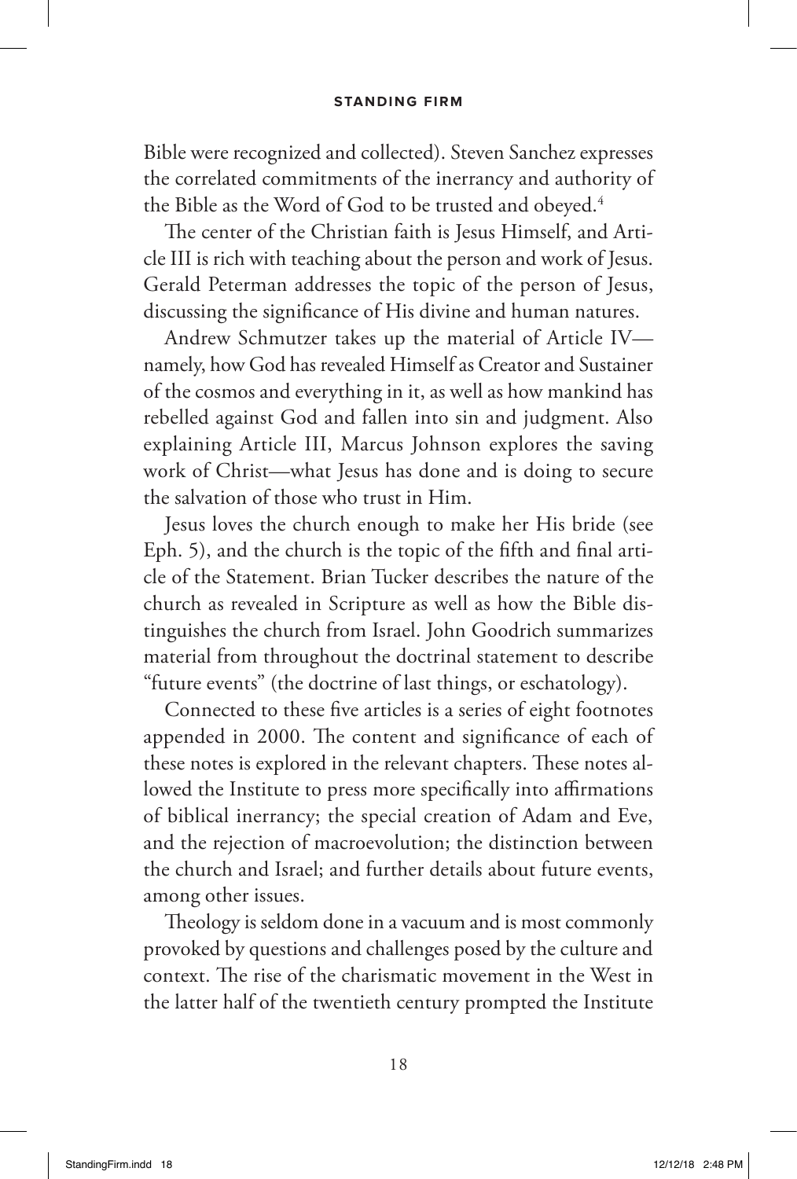Bible were recognized and collected). Steven Sanchez expresses the correlated commitments of the inerrancy and authority of the Bible as the Word of God to be trusted and obeyed.[4]

The center of the Christian faith is Jesus Himself, and Article III is rich with teaching about the person and work of Jesus. Gerald Peterman addresses the topic of the person of Jesus, discussing the significance of His divine and human natures.

Andrew Schmutzer takes up the material of Article IV—namely, how God has revealed Himself as Creator and Sustainer of the cosmos and everything in it, as well as how mankind has rebelled against God and fallen into sin and judgment. Also explaining Article III, Marcus Johnson explores the saving work of Christ—what Jesus has done and is doing to secure the salvation of those who trust in Him.

Jesus loves the church enough to make her His bride (see Eph. 5), and the church is the topic of the fifth and final article of the Statement. Brian Tucker describes the nature of the church as revealed in Scripture as well as how the Bible distinguishes the church from Israel. John Goodrich summarizes material from throughout the doctrinal statement to describe "future events" (the doctrine of last things, or eschatology).

Connected to these five articles is a series of eight footnotes appended in 2000. The content and significance of each of these notes is explored in the relevant chapters. These notes allowed the Institute to press more specifically into affirmations of biblical inerrancy; the special creation of Adam and Eve, and the rejection of macroevolution; the distinction between the church and Israel; and further details about future events, among other issues.

Theology is seldom done in a vacuum and is most commonly provoked by questions and challenges posed by the culture and context. The rise of the charismatic movement in the West in the latter half of the twentieth century prompted the Institute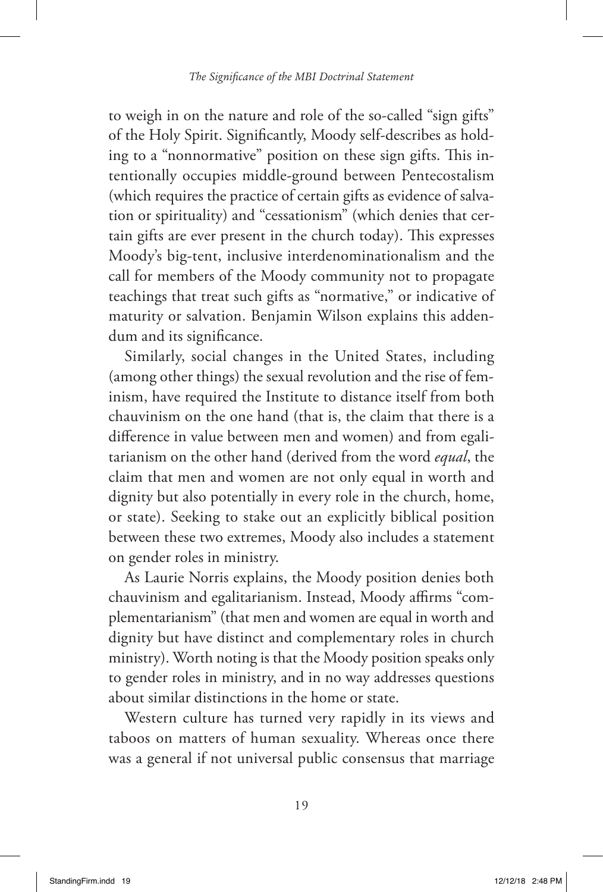to weigh in on the nature and role of the so-called "sign gifts" of the Holy Spirit. Significantly, Moody self-describes as holding to a "nonnormative" position on these sign gifts. This intentionally occupies middle-ground between Pentecostalism (which requires the practice of certain gifts as evidence of salvation or spirituality) and "cessationism" (which denies that certain gifts are ever present in the church today). This expresses Moody's big-tent, inclusive interdenominationalism and the call for members of the Moody community not to propagate teachings that treat such gifts as "normative," or indicative of maturity or salvation. Benjamin Wilson explains this addendum and its significance.

Similarly, social changes in the United States, including (among other things) the sexual revolution and the rise of feminism, have required the Institute to distance itself from both chauvinism on the one hand (that is, the claim that there is a difference in value between men and women) and from egalitarianism on the other hand (derived from the word *equal*, the claim that men and women are not only equal in worth and dignity but also potentially in every role in the church, home, or state). Seeking to stake out an explicitly biblical position between these two extremes, Moody also includes a statement on gender roles in ministry.

As Laurie Norris explains, the Moody position denies both chauvinism and egalitarianism. Instead, Moody affirms "complementarianism" (that men and women are equal in worth and dignity but have distinct and complementary roles in church ministry). Worth noting is that the Moody position speaks only to gender roles in ministry, and in no way addresses questions about similar distinctions in the home or state.

Western culture has turned very rapidly in its views and taboos on matters of human sexuality. Whereas once there was a general if not universal public consensus that marriage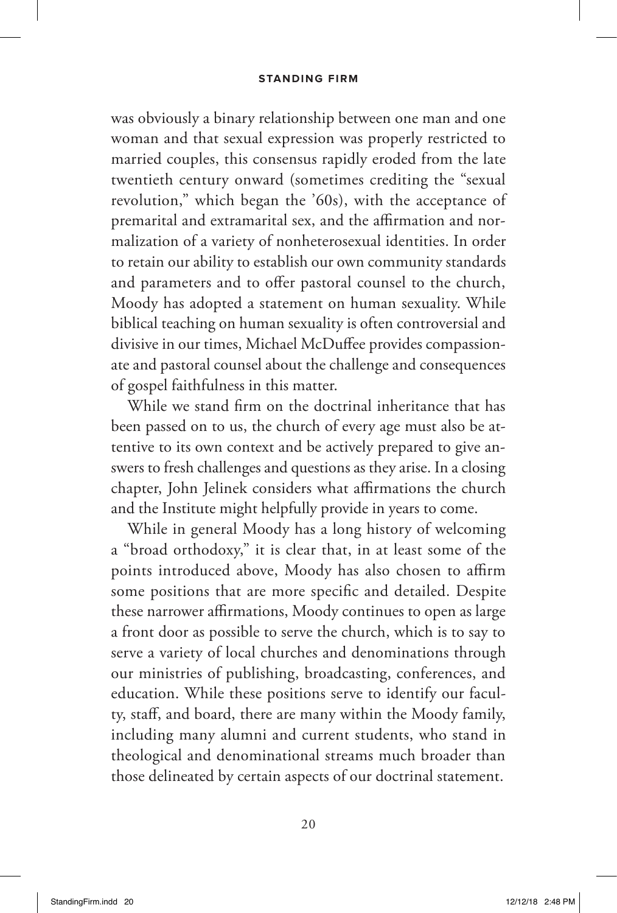was obviously a binary relationship between one man and one woman and that sexual expression was properly restricted to married couples, this consensus rapidly eroded from the late twentieth century onward (sometimes crediting the "sexual revolution," which began the '60s), with the acceptance of premarital and extramarital sex, and the affirmation and normalization of a variety of nonheterosexual identities. In order to retain our ability to establish our own community standards and parameters and to offer pastoral counsel to the church, Moody has adopted a statement on human sexuality. While biblical teaching on human sexuality is often controversial and divisive in our times, Michael McDuffee provides compassionate and pastoral counsel about the challenge and consequences of gospel faithfulness in this matter.

While we stand firm on the doctrinal inheritance that has been passed on to us, the church of every age must also be attentive to its own context and be actively prepared to give answers to fresh challenges and questions as they arise. In a closing chapter, John Jelinek considers what affirmations the church and the Institute might helpfully provide in years to come.

While in general Moody has a long history of welcoming a "broad orthodoxy," it is clear that, in at least some of the points introduced above, Moody has also chosen to affirm some positions that are more specific and detailed. Despite these narrower affirmations, Moody continues to open as large a front door as possible to serve the church, which is to say to serve a variety of local churches and denominations through our ministries of publishing, broadcasting, conferences, and education. While these positions serve to identify our faculty, staff, and board, there are many within the Moody family, including many alumni and current students, who stand in theological and denominational streams much broader than those delineated by certain aspects of our doctrinal statement.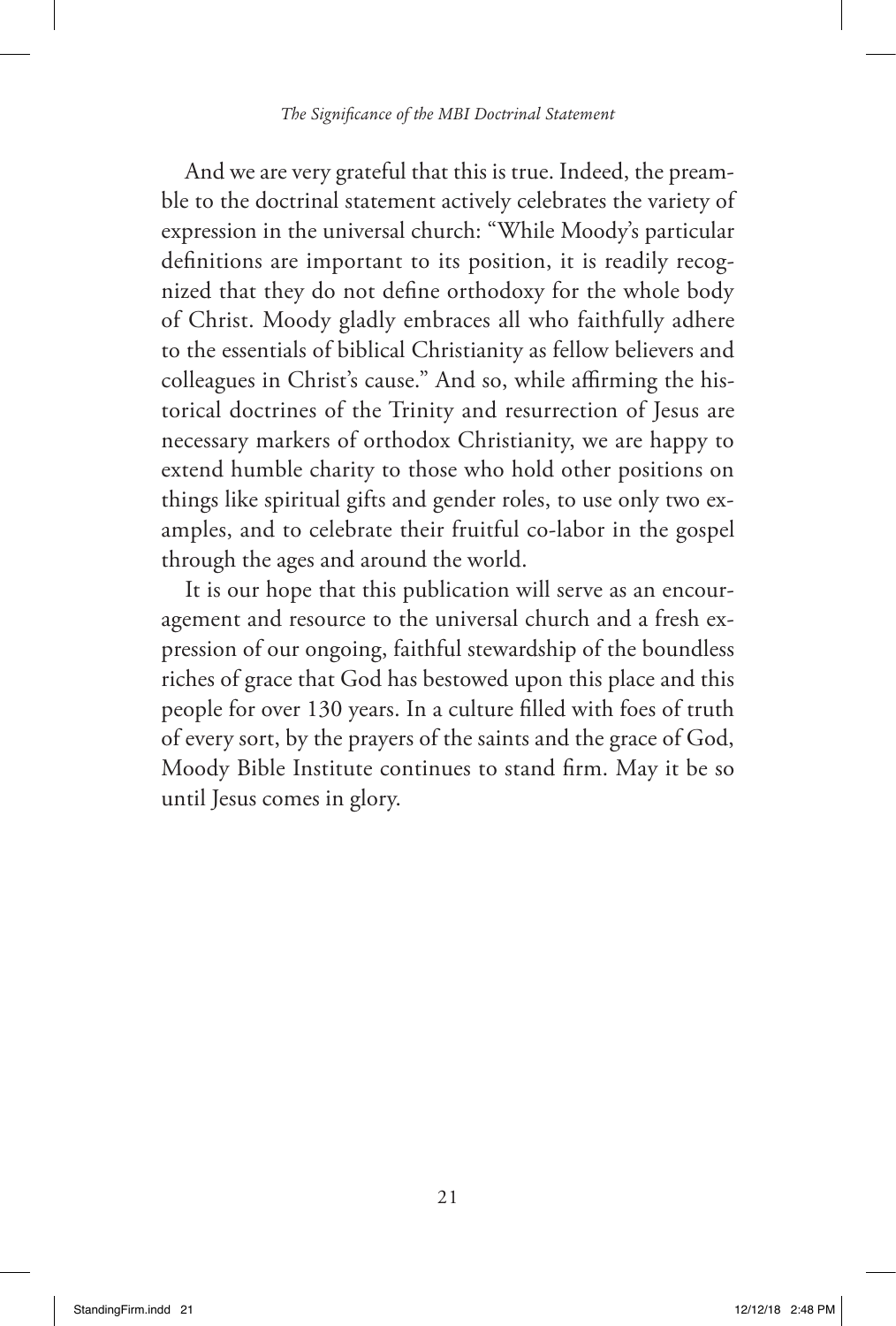And we are very grateful that this is true. Indeed, the preamble to the doctrinal statement actively celebrates the variety of expression in the universal church: "While Moody's particular definitions are important to its position, it is readily recognized that they do not define orthodoxy for the whole body of Christ. Moody gladly embraces all who faithfully adhere to the essentials of biblical Christianity as fellow believers and colleagues in Christ's cause." And so, while affirming the historical doctrines of the Trinity and resurrection of Jesus are necessary markers of orthodox Christianity, we are happy to extend humble charity to those who hold other positions on things like spiritual gifts and gender roles, to use only two examples, and to celebrate their fruitful co-labor in the gospel through the ages and around the world.

It is our hope that this publication will serve as an encouragement and resource to the universal church and a fresh expression of our ongoing, faithful stewardship of the boundless riches of grace that God has bestowed upon this place and this people for over 130 years. In a culture filled with foes of truth of every sort, by the prayers of the saints and the grace of God, Moody Bible Institute continues to stand firm. May it be so until Jesus comes in glory.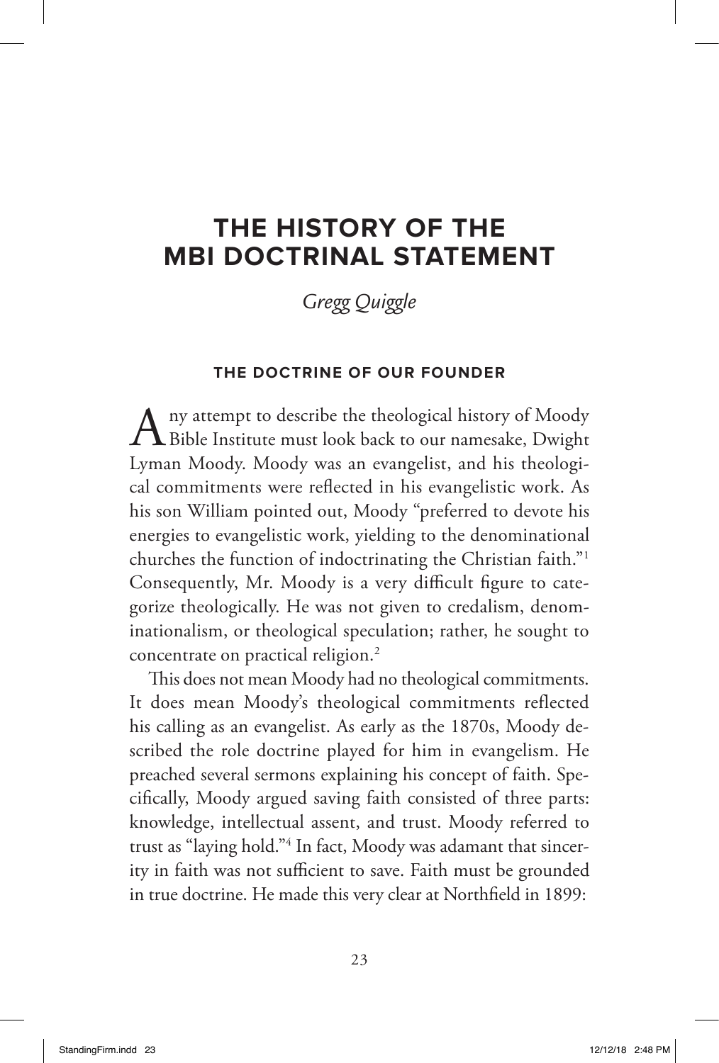# THE HISTORY OF THE MBI DOCTRINAL STATEMENT

*Gregg Quiggle*

### THE DOCTRINE OF OUR FOUNDER

Any attempt to describe the theological history of Moody Bible Institute must look back to our namesake, Dwight Lyman Moody. Moody was an evangelist, and his theological commitments were reflected in his evangelistic work. As his son William pointed out, Moody "preferred to devote his energies to evangelistic work, yielding to the denominational churches the function of indoctrinating the Christian faith."[1] Consequently, Mr. Moody is a very difficult figure to categorize theologically. He was not given to credalism, denominationalism, or theological speculation; rather, he sought to concentrate on practical religion.[2]

This does not mean Moody had no theological commitments. It does mean Moody's theological commitments reflected his calling as an evangelist. As early as the 1870s, Moody described the role doctrine played for him in evangelism. He preached several sermons explaining his concept of faith. Specifically, Moody argued saving faith consisted of three parts: knowledge, intellectual assent, and trust. Moody referred to trust as "laying hold."[4] In fact, Moody was adamant that sincerity in faith was not sufficient to save. Faith must be grounded in true doctrine. He made this very clear at Northfield in 1899: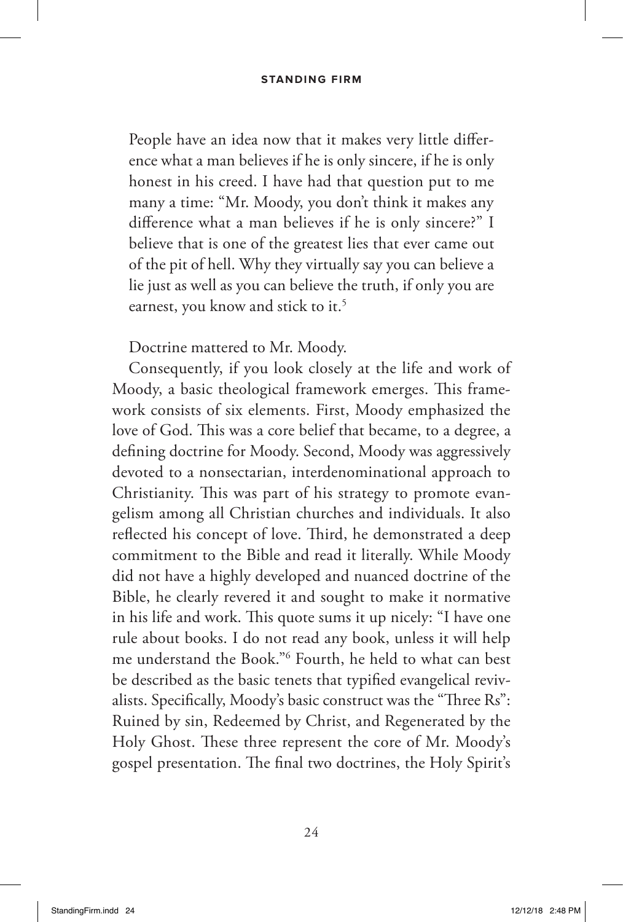> People have an idea now that it makes very little difference what a man believes if he is only sincere, if he is only honest in his creed. I have had that question put to me many a time: "Mr. Moody, you don't think it makes any difference what a man believes if he is only sincere?" I believe that is one of the greatest lies that ever came out of the pit of hell. Why they virtually say you can believe a lie just as well as you can believe the truth, if only you are earnest, you know and stick to it.[5]

Doctrine mattered to Mr. Moody.

Consequently, if you look closely at the life and work of Moody, a basic theological framework emerges. This framework consists of six elements. First, Moody emphasized the love of God. This was a core belief that became, to a degree, a defining doctrine for Moody. Second, Moody was aggressively devoted to a nonsectarian, interdenominational approach to Christianity. This was part of his strategy to promote evangelism among all Christian churches and individuals. It also reflected his concept of love. Third, he demonstrated a deep commitment to the Bible and read it literally. While Moody did not have a highly developed and nuanced doctrine of the Bible, he clearly revered it and sought to make it normative in his life and work. This quote sums it up nicely: "I have one rule about books. I do not read any book, unless it will help me understand the Book."[6] Fourth, he held to what can best be described as the basic tenets that typified evangelical revivalists. Specifically, Moody's basic construct was the "Three Rs": Ruined by sin, Redeemed by Christ, and Regenerated by the Holy Ghost. These three represent the core of Mr. Moody's gospel presentation. The final two doctrines, the Holy Spirit's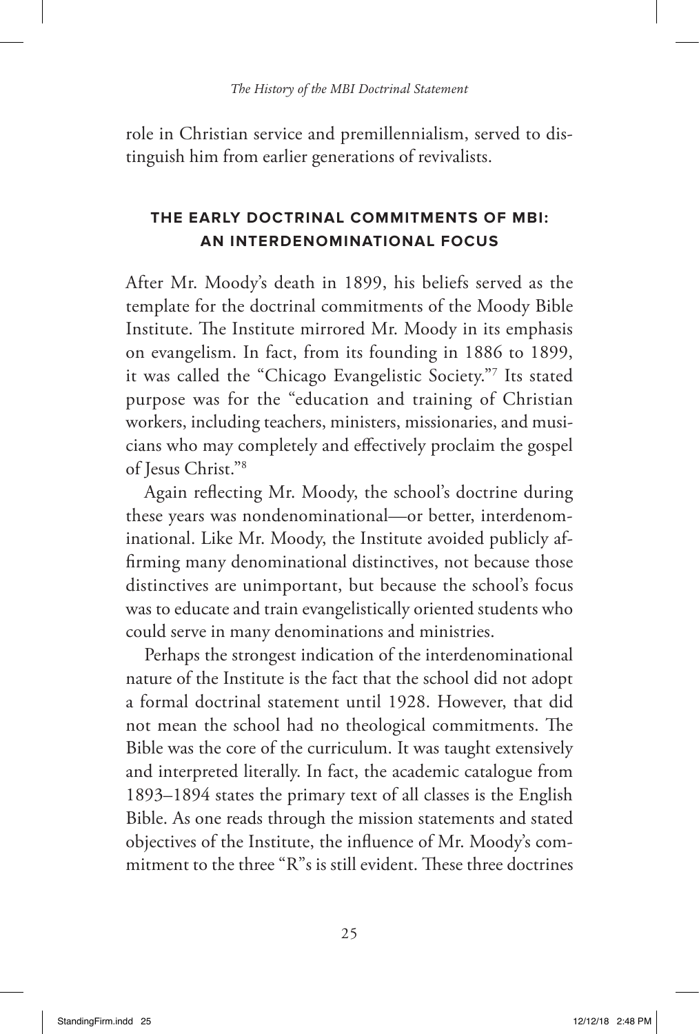role in Christian service and premillennialism, served to distinguish him from earlier generations of revivalists.

## THE EARLY DOCTRINAL COMMITMENTS OF MBI: AN INTERDENOMINATIONAL FOCUS

After Mr. Moody's death in 1899, his beliefs served as the template for the doctrinal commitments of the Moody Bible Institute. The Institute mirrored Mr. Moody in its emphasis on evangelism. In fact, from its founding in 1886 to 1899, it was called the "Chicago Evangelistic Society."[7] Its stated purpose was for the "education and training of Christian workers, including teachers, ministers, missionaries, and musicians who may completely and effectively proclaim the gospel of Jesus Christ."[8]

Again reflecting Mr. Moody, the school's doctrine during these years was nondenominational—or better, interdenominational. Like Mr. Moody, the Institute avoided publicly affirming many denominational distinctives, not because those distinctives are unimportant, but because the school's focus was to educate and train evangelistically oriented students who could serve in many denominations and ministries.

Perhaps the strongest indication of the interdenominational nature of the Institute is the fact that the school did not adopt a formal doctrinal statement until 1928. However, that did not mean the school had no theological commitments. The Bible was the core of the curriculum. It was taught extensively and interpreted literally. In fact, the academic catalogue from 1893–1894 states the primary text of all classes is the English Bible. As one reads through the mission statements and stated objectives of the Institute, the influence of Mr. Moody's commitment to the three "R"s is still evident. These three doctrines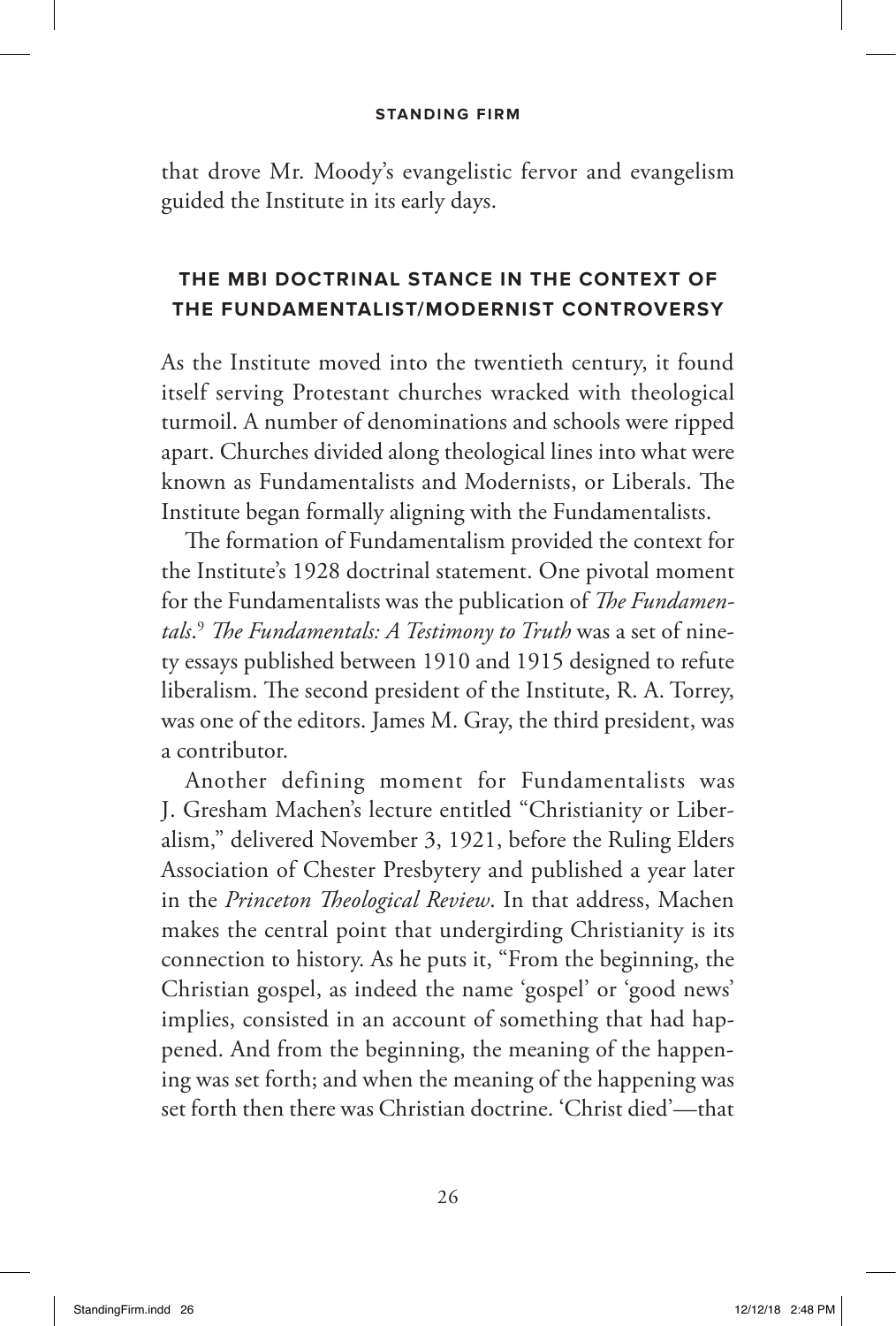that drove Mr. Moody's evangelistic fervor and evangelism guided the Institute in its early days.

## THE MBI DOCTRINAL STANCE IN THE CONTEXT OF THE FUNDAMENTALIST/MODERNIST CONTROVERSY

As the Institute moved into the twentieth century, it found itself serving Protestant churches wracked with theological turmoil. A number of denominations and schools were ripped apart. Churches divided along theological lines into what were known as Fundamentalists and Modernists, or Liberals. The Institute began formally aligning with the Fundamentalists.

The formation of Fundamentalism provided the context for the Institute's 1928 doctrinal statement. One pivotal moment for the Fundamentalists was the publication of *The Fundamentals*.[9] *The Fundamentals: A Testimony to Truth* was a set of ninety essays published between 1910 and 1915 designed to refute liberalism. The second president of the Institute, R. A. Torrey, was one of the editors. James M. Gray, the third president, was a contributor.

Another defining moment for Fundamentalists was J. Gresham Machen's lecture entitled "Christianity or Liberalism," delivered November 3, 1921, before the Ruling Elders Association of Chester Presbytery and published a year later in the *Princeton Theological Review*. In that address, Machen makes the central point that undergirding Christianity is its connection to history. As he puts it, "From the beginning, the Christian gospel, as indeed the name 'gospel' or 'good news' implies, consisted in an account of something that had happened. And from the beginning, the meaning of the happening was set forth; and when the meaning of the happening was set forth then there was Christian doctrine. 'Christ died'—that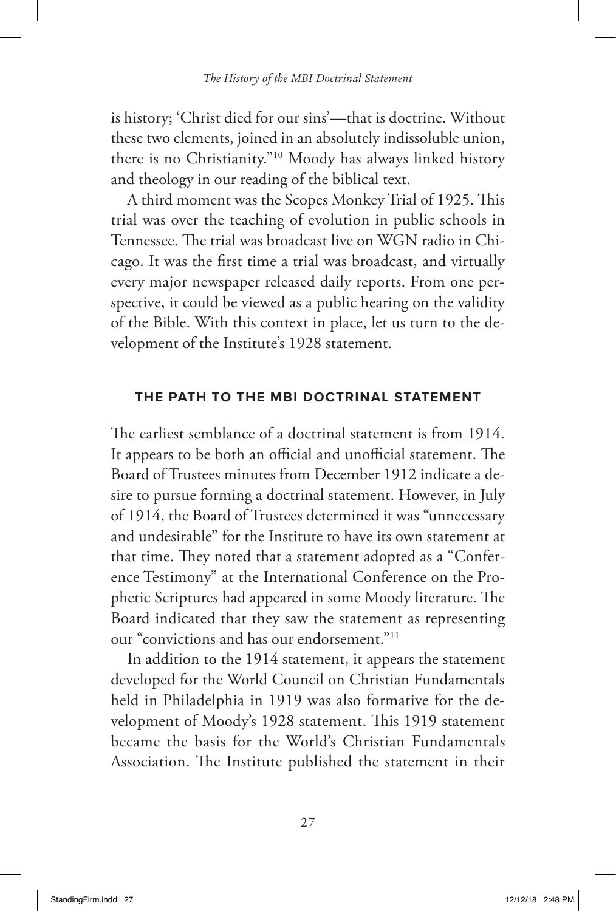is history; 'Christ died for our sins'—that is doctrine. Without these two elements, joined in an absolutely indissoluble union, there is no Christianity."[10] Moody has always linked history and theology in our reading of the biblical text.

A third moment was the Scopes Monkey Trial of 1925. This trial was over the teaching of evolution in public schools in Tennessee. The trial was broadcast live on WGN radio in Chicago. It was the first time a trial was broadcast, and virtually every major newspaper released daily reports. From one perspective, it could be viewed as a public hearing on the validity of the Bible. With this context in place, let us turn to the development of the Institute's 1928 statement.

## THE PATH TO THE MBI DOCTRINAL STATEMENT

The earliest semblance of a doctrinal statement is from 1914. It appears to be both an official and unofficial statement. The Board of Trustees minutes from December 1912 indicate a desire to pursue forming a doctrinal statement. However, in July of 1914, the Board of Trustees determined it was "unnecessary and undesirable" for the Institute to have its own statement at that time. They noted that a statement adopted as a "Conference Testimony" at the International Conference on the Prophetic Scriptures had appeared in some Moody literature. The Board indicated that they saw the statement as representing our "convictions and has our endorsement."[11]

In addition to the 1914 statement, it appears the statement developed for the World Council on Christian Fundamentals held in Philadelphia in 1919 was also formative for the development of Moody's 1928 statement. This 1919 statement became the basis for the World's Christian Fundamentals Association. The Institute published the statement in their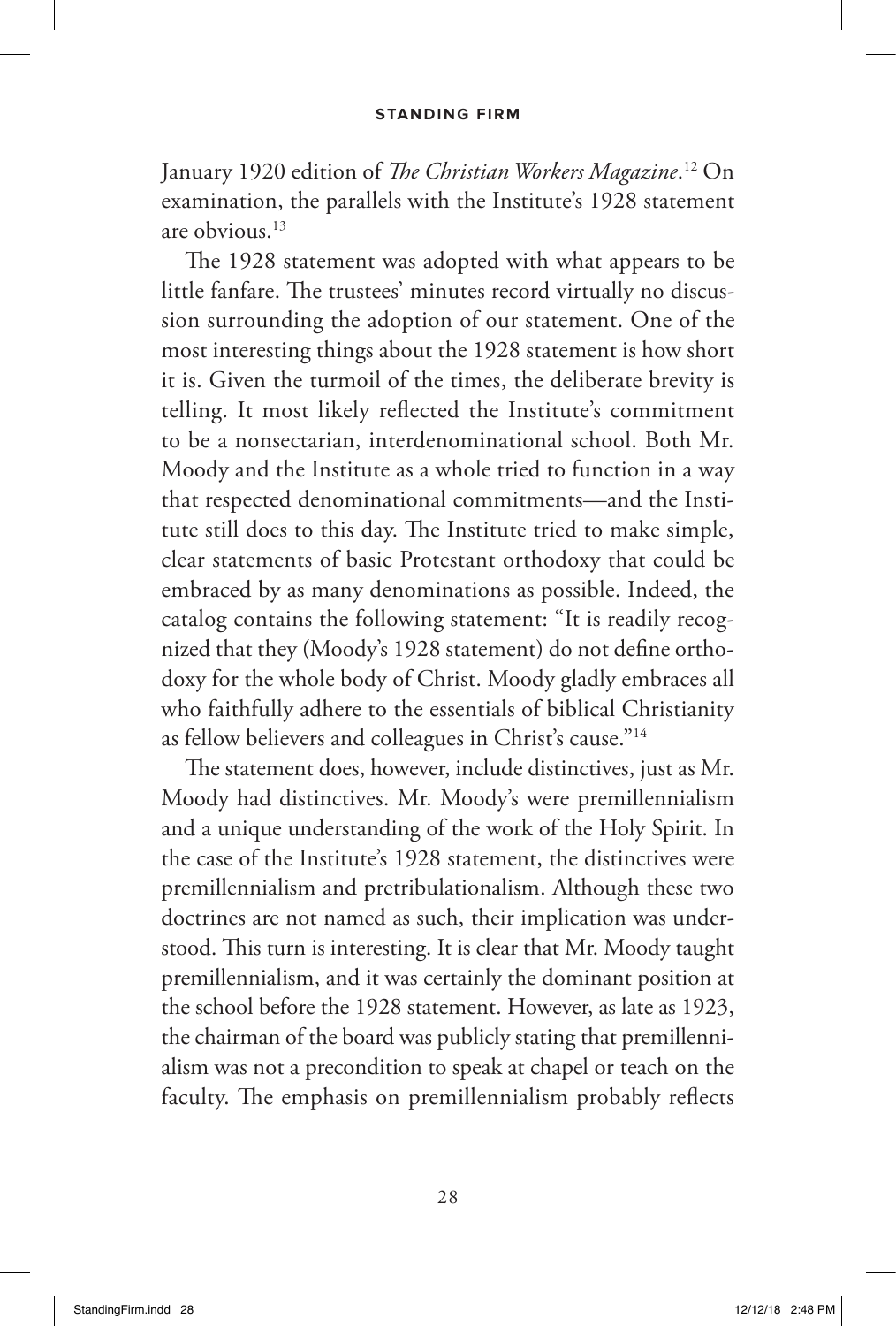January 1920 edition of *The Christian Workers Magazine*.[12] On examination, the parallels with the Institute's 1928 statement are obvious.[13]

The 1928 statement was adopted with what appears to be little fanfare. The trustees' minutes record virtually no discussion surrounding the adoption of our statement. One of the most interesting things about the 1928 statement is how short it is. Given the turmoil of the times, the deliberate brevity is telling. It most likely reflected the Institute's commitment to be a nonsectarian, interdenominational school. Both Mr. Moody and the Institute as a whole tried to function in a way that respected denominational commitments—and the Institute still does to this day. The Institute tried to make simple, clear statements of basic Protestant orthodoxy that could be embraced by as many denominations as possible. Indeed, the catalog contains the following statement: "It is readily recognized that they (Moody's 1928 statement) do not define orthodoxy for the whole body of Christ. Moody gladly embraces all who faithfully adhere to the essentials of biblical Christianity as fellow believers and colleagues in Christ's cause."[14]

The statement does, however, include distinctives, just as Mr. Moody had distinctives. Mr. Moody's were premillennialism and a unique understanding of the work of the Holy Spirit. In the case of the Institute's 1928 statement, the distinctives were premillennialism and pretribulationalism. Although these two doctrines are not named as such, their implication was understood. This turn is interesting. It is clear that Mr. Moody taught premillennialism, and it was certainly the dominant position at the school before the 1928 statement. However, as late as 1923, the chairman of the board was publicly stating that premillennialism was not a precondition to speak at chapel or teach on the faculty. The emphasis on premillennialism probably reflects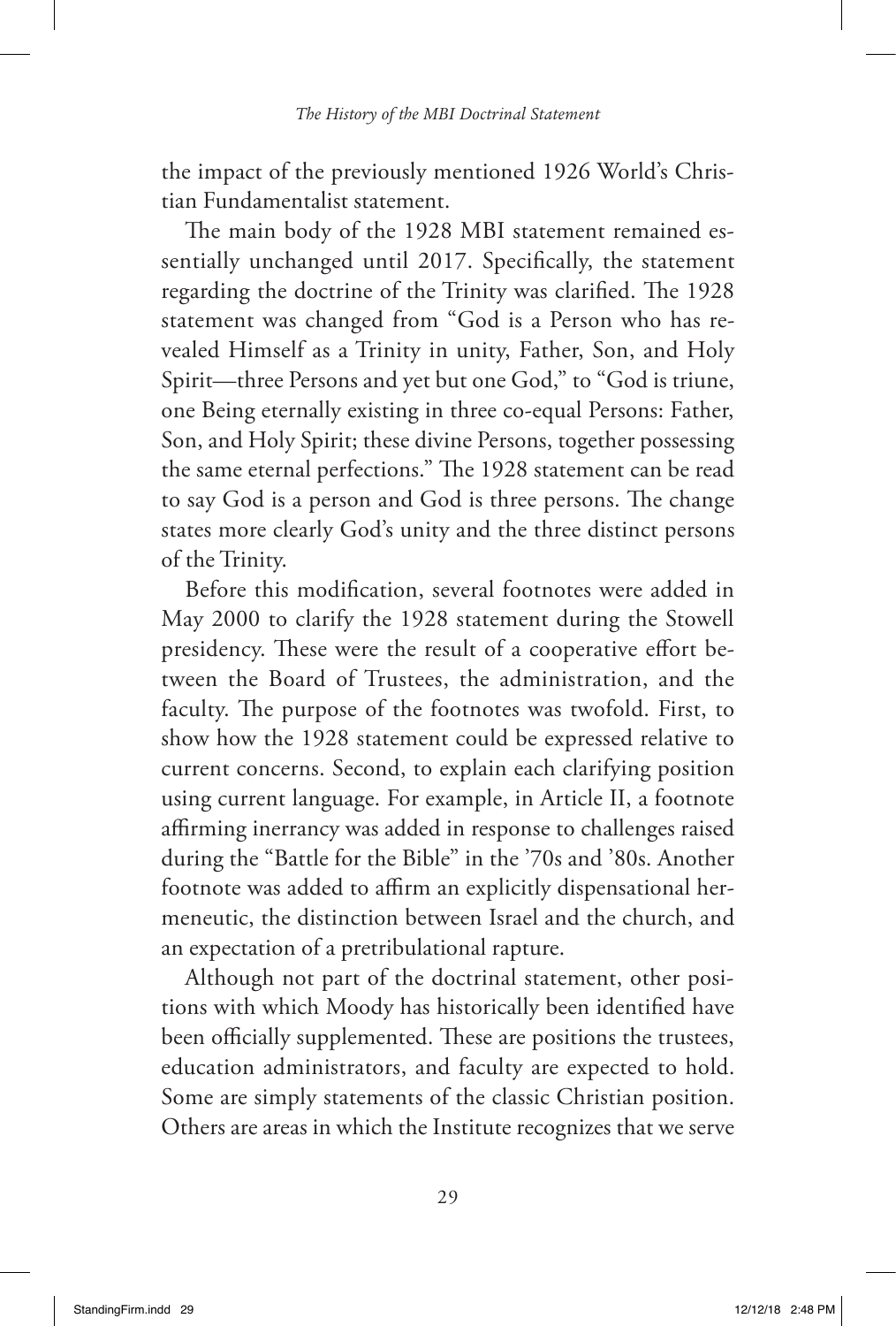the impact of the previously mentioned 1926 World's Christian Fundamentalist statement.

The main body of the 1928 MBI statement remained essentially unchanged until 2017. Specifically, the statement regarding the doctrine of the Trinity was clarified. The 1928 statement was changed from "God is a Person who has revealed Himself as a Trinity in unity, Father, Son, and Holy Spirit—three Persons and yet but one God," to "God is triune, one Being eternally existing in three co-equal Persons: Father, Son, and Holy Spirit; these divine Persons, together possessing the same eternal perfections." The 1928 statement can be read to say God is a person and God is three persons. The change states more clearly God's unity and the three distinct persons of the Trinity.

Before this modification, several footnotes were added in May 2000 to clarify the 1928 statement during the Stowell presidency. These were the result of a cooperative effort between the Board of Trustees, the administration, and the faculty. The purpose of the footnotes was twofold. First, to show how the 1928 statement could be expressed relative to current concerns. Second, to explain each clarifying position using current language. For example, in Article II, a footnote affirming inerrancy was added in response to challenges raised during the "Battle for the Bible" in the '70s and '80s. Another footnote was added to affirm an explicitly dispensational hermeneutic, the distinction between Israel and the church, and an expectation of a pretribulational rapture.

Although not part of the doctrinal statement, other positions with which Moody has historically been identified have been officially supplemented. These are positions the trustees, education administrators, and faculty are expected to hold. Some are simply statements of the classic Christian position. Others are areas in which the Institute recognizes that we serve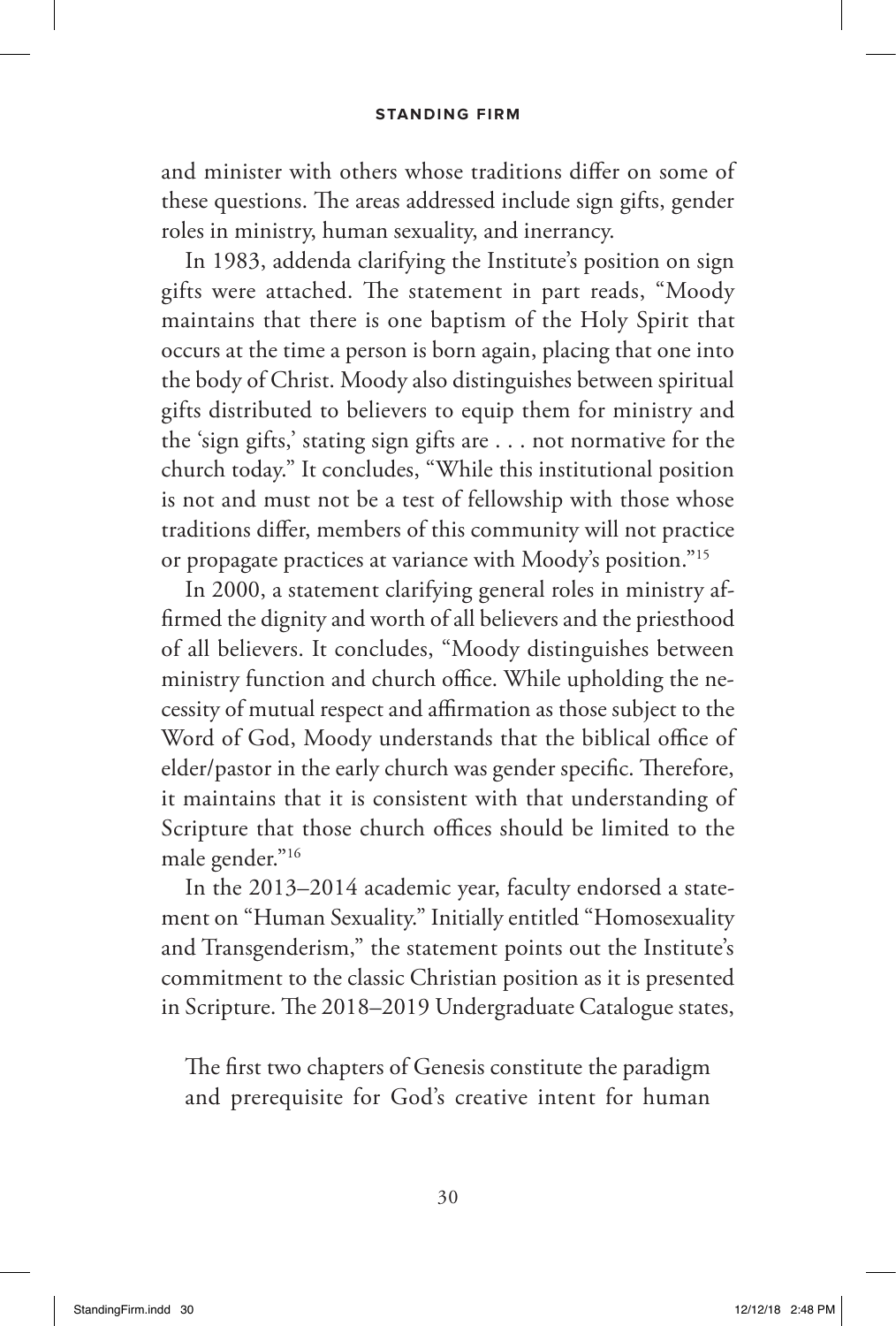and minister with others whose traditions differ on some of these questions. The areas addressed include sign gifts, gender roles in ministry, human sexuality, and inerrancy.

In 1983, addenda clarifying the Institute's position on sign gifts were attached. The statement in part reads, "Moody maintains that there is one baptism of the Holy Spirit that occurs at the time a person is born again, placing that one into the body of Christ. Moody also distinguishes between spiritual gifts distributed to believers to equip them for ministry and the 'sign gifts,' stating sign gifts are . . . not normative for the church today." It concludes, "While this institutional position is not and must not be a test of fellowship with those whose traditions differ, members of this community will not practice or propagate practices at variance with Moody's position."[15]

In 2000, a statement clarifying general roles in ministry affirmed the dignity and worth of all believers and the priesthood of all believers. It concludes, "Moody distinguishes between ministry function and church office. While upholding the necessity of mutual respect and affirmation as those subject to the Word of God, Moody understands that the biblical office of elder/pastor in the early church was gender specific. Therefore, it maintains that it is consistent with that understanding of Scripture that those church offices should be limited to the male gender."[16]

In the 2013–2014 academic year, faculty endorsed a statement on "Human Sexuality." Initially entitled "Homosexuality and Transgenderism," the statement points out the Institute's commitment to the classic Christian position as it is presented in Scripture. The 2018–2019 Undergraduate Catalogue states,

> The first two chapters of Genesis constitute the paradigm and prerequisite for God's creative intent for human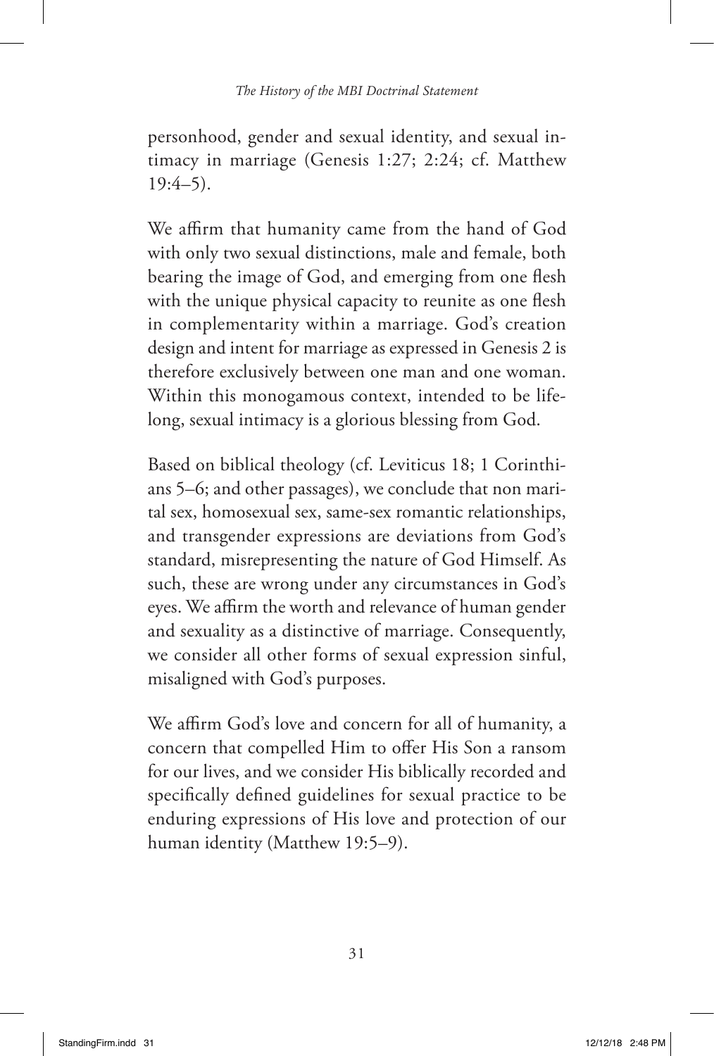personhood, gender and sexual identity, and sexual intimacy in marriage (Genesis 1:27; 2:24; cf. Matthew 19:4–5).

We affirm that humanity came from the hand of God with only two sexual distinctions, male and female, both bearing the image of God, and emerging from one flesh with the unique physical capacity to reunite as one flesh in complementarity within a marriage. God's creation design and intent for marriage as expressed in Genesis 2 is therefore exclusively between one man and one woman. Within this monogamous context, intended to be lifelong, sexual intimacy is a glorious blessing from God.

Based on biblical theology (cf. Leviticus 18; 1 Corinthians 5–6; and other passages), we conclude that non marital sex, homosexual sex, same-sex romantic relationships, and transgender expressions are deviations from God's standard, misrepresenting the nature of God Himself. As such, these are wrong under any circumstances in God's eyes. We affirm the worth and relevance of human gender and sexuality as a distinctive of marriage. Consequently, we consider all other forms of sexual expression sinful, misaligned with God's purposes.

We affirm God's love and concern for all of humanity, a concern that compelled Him to offer His Son a ransom for our lives, and we consider His biblically recorded and specifically defined guidelines for sexual practice to be enduring expressions of His love and protection of our human identity (Matthew 19:5–9).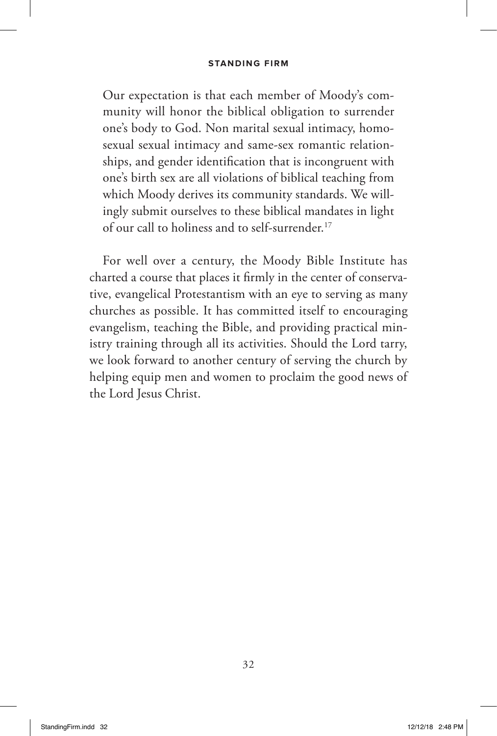> Our expectation is that each member of Moody's community will honor the biblical obligation to surrender one's body to God. Non marital sexual intimacy, homosexual sexual intimacy and same-sex romantic relationships, and gender identification that is incongruent with one's birth sex are all violations of biblical teaching from which Moody derives its community standards. We willingly submit ourselves to these biblical mandates in light of our call to holiness and to self-surrender.[17]

For well over a century, the Moody Bible Institute has charted a course that places it firmly in the center of conservative, evangelical Protestantism with an eye to serving as many churches as possible. It has committed itself to encouraging evangelism, teaching the Bible, and providing practical ministry training through all its activities. Should the Lord tarry, we look forward to another century of serving the church by helping equip men and women to proclaim the good news of the Lord Jesus Christ.